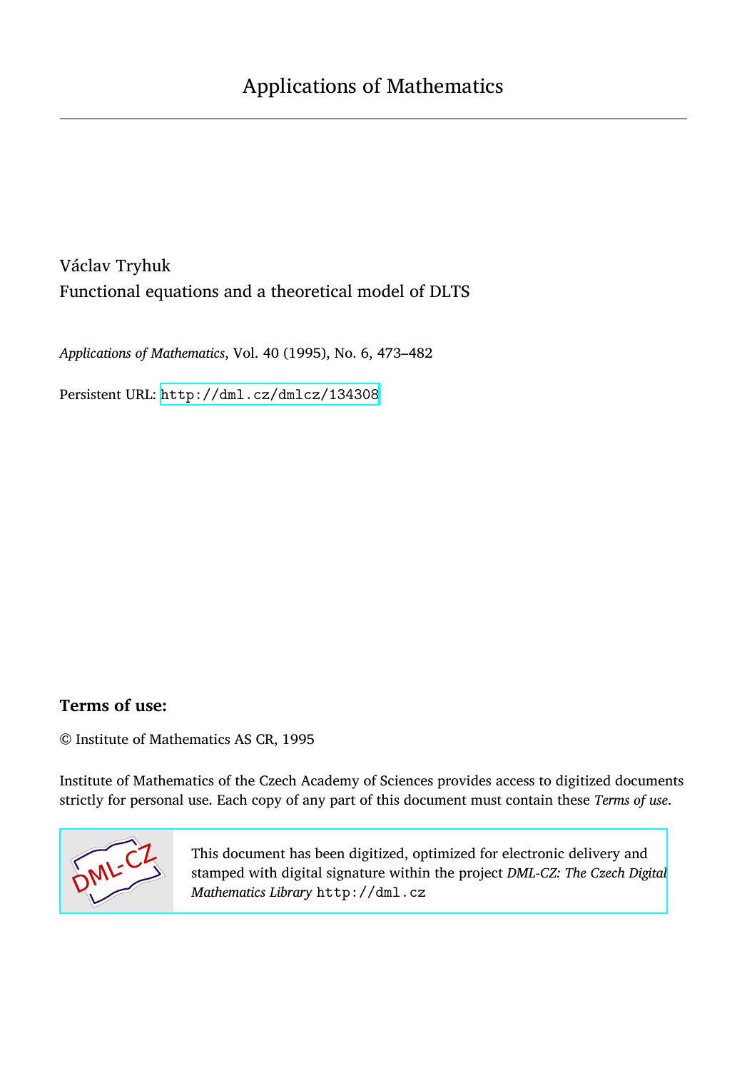Applications of Mathematics

Václav Tryhuk

Functional equations and a theoretical model of DLTS

*Applications of Mathematics*, Vol. 40 (1995), No. 6, 473–482

Persistent URL: http://dml.cz/dmlcz/134308

**Terms of use:**

© Institute of Mathematics AS CR, 1995

Institute of Mathematics of the Czech Academy of Sciences provides access to digitized documents strictly for personal use. Each copy of any part of this document must contain these *Terms of use*.

This document has been digitized, optimized for electronic delivery and stamped with digital signature within the project *DML-CZ: The Czech Digital Mathematics Library* http://dml.cz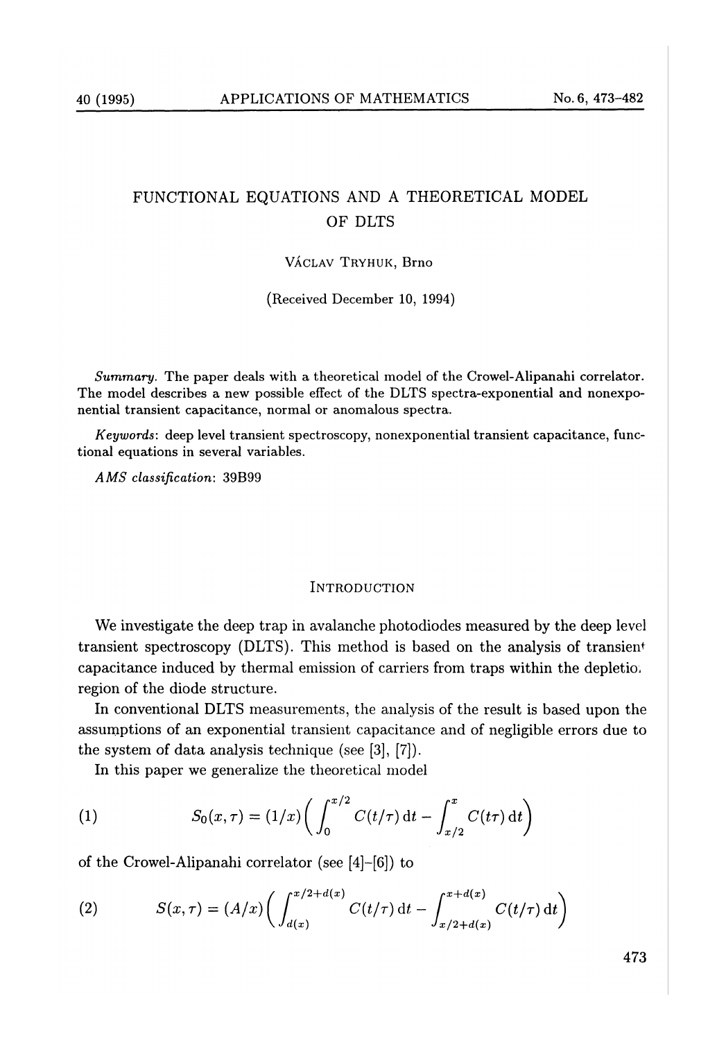# FUNCTIONAL EQUATIONS AND A THEORETICAL MODEL OF DLTS

VÁCLAV TRYHUK, Brno

(Received December 10, 1994)

*Summary*. The paper deals with a theoretical model of the Crowel-Alipanahi correlator. The model describes a new possible effect of the DLTS spectra-exponential and nonexponential transient capacitance, normal or anomalous spectra.

*Keywords*: deep level transient spectroscopy, nonexponential transient capacitance, functional equations in several variables.

*AMS classification*: 39B99

## INTRODUCTION

We investigate the deep trap in avalanche photodiodes measured by the deep level transient spectroscopy (DLTS). This method is based on the analysis of transient capacitance induced by thermal emission of carriers from traps within the depletion region of the diode structure.

In conventional DLTS measurements, the analysis of the result is based upon the assumptions of an exponential transient capacitance and of negligible errors due to the system of data analysis technique (see [3], [7]).

In this paper we generalize the theoretical model

$$S_0(x,\tau) = (1/x)\Big(\int_0^{x/2} C(t/\tau)\,\mathrm{d}t - \int_{x/2}^{x} C(t\tau)\,\mathrm{d}t\Big) \tag{1}$$

of the Crowel-Alipanahi correlator (see [4]–[6]) to

$$S(x,\tau) = (A/x)\Big(\int_{d(x)}^{x/2+d(x)} C(t/\tau)\,\mathrm{d}t - \int_{x/2+d(x)}^{x+d(x)} C(t/\tau)\,\mathrm{d}t\Big) \tag{2}$$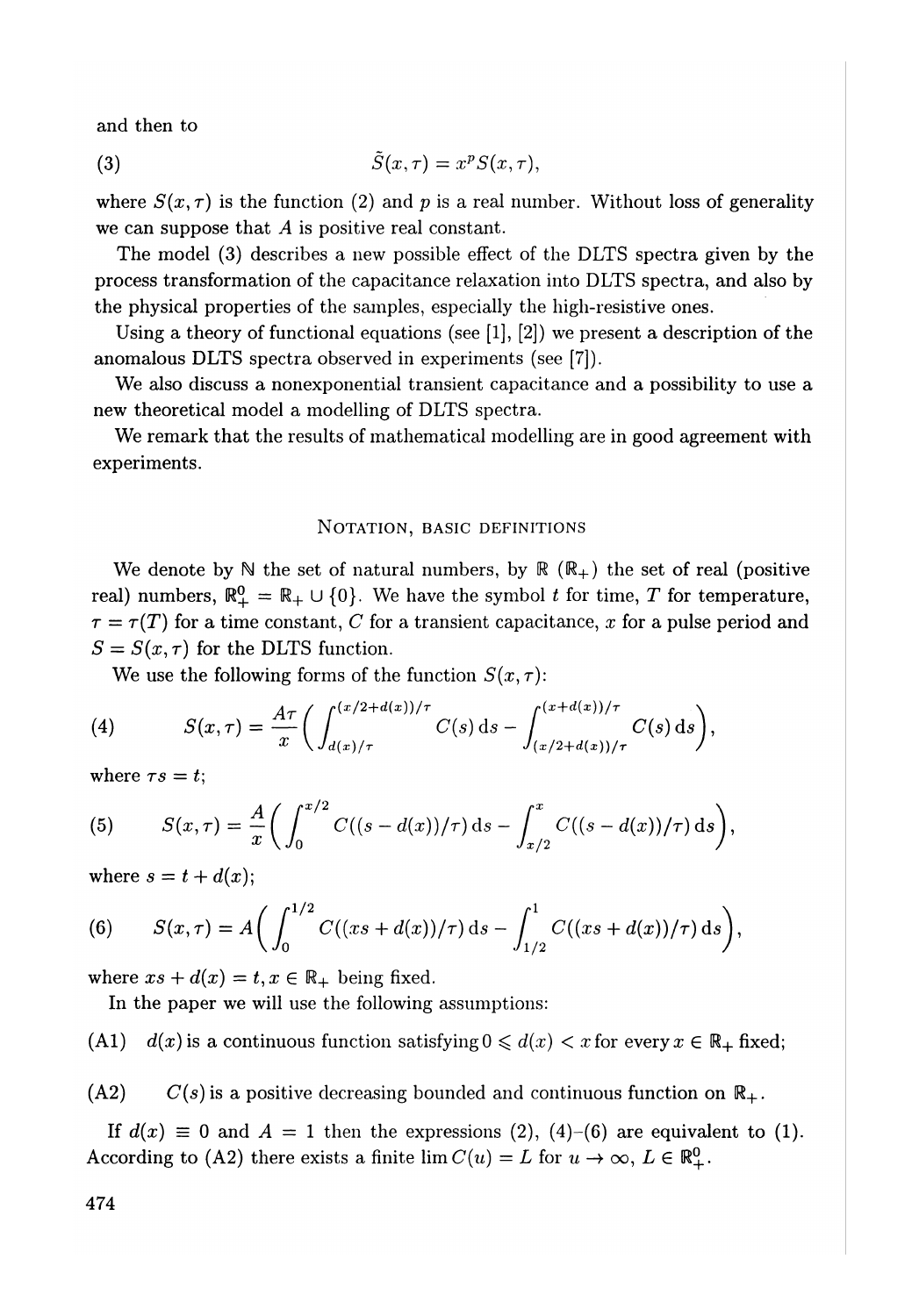and then to

$$\tilde{S}(x,\tau) = x^p S(x,\tau), \tag{3}$$

where $S(x,\tau)$ is the function (2) and $p$ is a real number. Without loss of generality we can suppose that $A$ is positive real constant.

The model (3) describes a new possible effect of the DLTS spectra given by the process transformation of the capacitance relaxation into DLTS spectra, and also by the physical properties of the samples, especially the high-resistive ones.

Using a theory of functional equations (see [1], [2]) we present a description of the anomalous DLTS spectra observed in experiments (see [7]).

We also discuss a nonexponential transient capacitance and a possibility to use a new theoretical model a modelling of DLTS spectra.

We remark that the results of mathematical modelling are in good agreement with experiments.

## Notation, basic definitions

We denote by $\mathbb{N}$ the set of natural numbers, by $\mathbb{R}$ ($\mathbb{R}_+$) the set of real (positive real) numbers, $\mathbb{R}_+^0 = \mathbb{R}_+ \cup \{0\}$. We have the symbol $t$ for time, $T$ for temperature, $\tau = \tau(T)$ for a time constant, $C$ for a transient capacitance, $x$ for a pulse period and $S = S(x,\tau)$ for the DLTS function.

We use the following forms of the function $S(x,\tau)$:

$$S(x,\tau) = \frac{A\tau}{x}\Big( \int_{d(x)/\tau}^{(x/2+d(x))/\tau} C(s)\,\mathrm{d}s - \int_{(x/2+d(x))/\tau}^{(x+d(x))/\tau} C(s)\,\mathrm{d}s \Big), \tag{4}$$

where $\tau s = t$;

$$S(x,\tau) = \frac{A}{x}\Big( \int_0^{x/2} C((s-d(x))/\tau)\,\mathrm{d}s - \int_{x/2}^{x} C((s-d(x))/\tau)\,\mathrm{d}s \Big), \tag{5}$$

where $s = t + d(x)$;

$$S(x,\tau) = A\Big( \int_0^{1/2} C((xs+d(x))/\tau)\,\mathrm{d}s - \int_{1/2}^{1} C((xs+d(x))/\tau)\,\mathrm{d}s \Big), \tag{6}$$

where $xs + d(x) = t$, $x \in \mathbb{R}_+$ being fixed.

In the paper we will use the following assumptions:

(A1) $d(x)$ is a continuous function satisfying $0 \leqslant d(x) < x$ for every $x \in \mathbb{R}_+$ fixed;

(A2) $C(s)$ is a positive decreasing bounded and continuous function on $\mathbb{R}_+$.

If $d(x) \equiv 0$ and $A = 1$ then the expressions (2), (4)–(6) are equivalent to (1). According to (A2) there exists a finite $\lim C(u) = L$ for $u \to \infty$, $L \in \mathbb{R}_+^0$.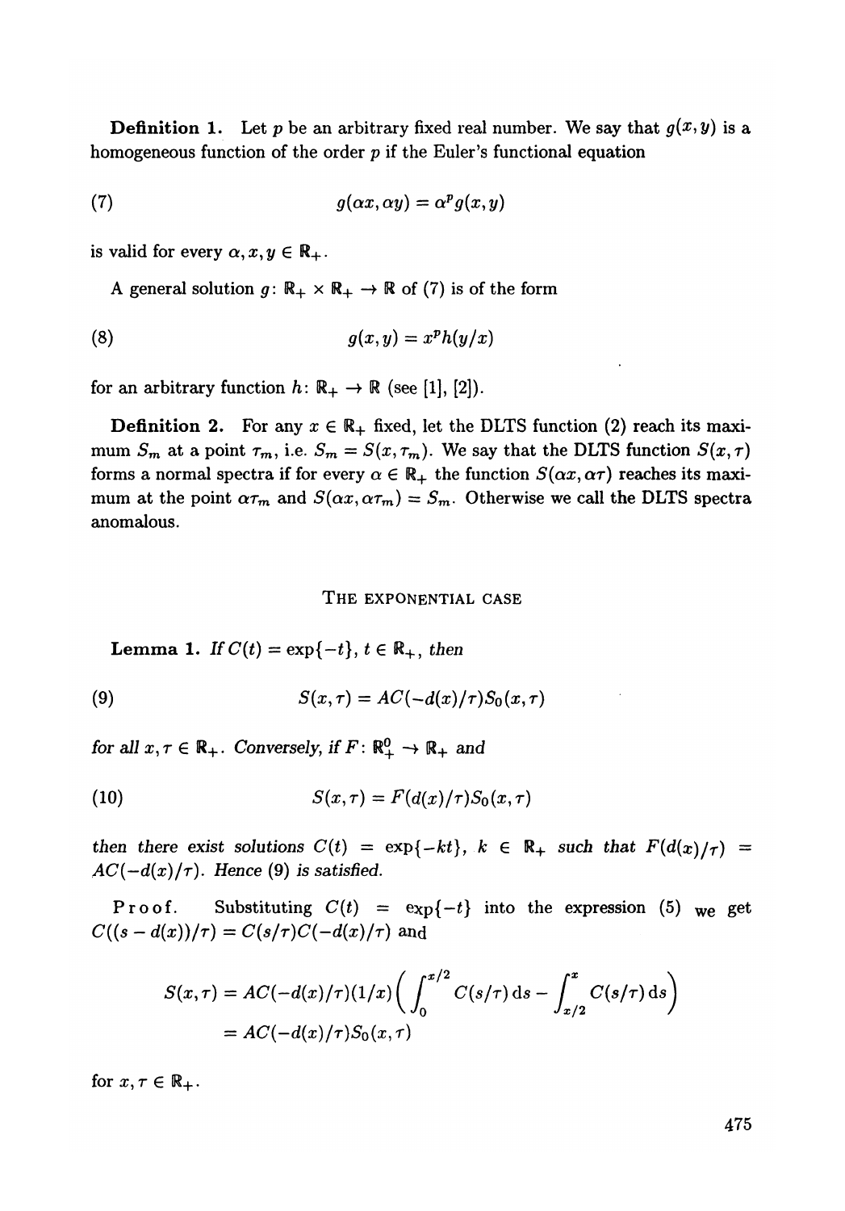**Definition 1.** Let $p$ be an arbitrary fixed real number. We say that $g(x, y)$ is a homogeneous function of the order $p$ if the Euler's functional equation

$$g(\alpha x, \alpha y) = \alpha^p g(x, y) \tag{7}$$

is valid for every $\alpha, x, y \in \mathbb{R}_+$.

A general solution $g\colon \mathbb{R}_+ \times \mathbb{R}_+ \to \mathbb{R}$ of (7) is of the form

$$g(x, y) = x^p h(y/x) \tag{8}$$

for an arbitrary function $h\colon \mathbb{R}_+ \to \mathbb{R}$ (see [1], [2]).

**Definition 2.** For any $x \in \mathbb{R}_+$ fixed, let the DLTS function (2) reach its maximum $S_m$ at a point $\tau_m$, i.e. $S_m = S(x, \tau_m)$. We say that the DLTS function $S(x, \tau)$ forms a normal spectra if for every $\alpha \in \mathbb{R}_+$ the function $S(\alpha x, \alpha\tau)$ reaches its maximum at the point $\alpha\tau_m$ and $S(\alpha x, \alpha\tau_m) = S_m$. Otherwise we call the DLTS spectra anomalous.

## The exponential case

**Lemma 1.** *If $C(t) = \exp\{-t\}$, $t \in \mathbb{R}_+$, then*

$$S(x, \tau) = AC(-d(x)/\tau)S_0(x, \tau) \tag{9}$$

*for all $x, \tau \in \mathbb{R}_+$. Conversely, if $F\colon \mathbb{R}_+^0 \to \mathbb{R}_+$ and*

$$S(x, \tau) = F(d(x)/\tau)S_0(x, \tau) \tag{10}$$

*then there exist solutions $C(t) = \exp\{-kt\}$, $k \in \mathbb{R}_+$ such that $F(d(x)/\tau) = AC(-d(x)/\tau)$. Hence (9) is satisfied.*

**Proof.** Substituting $C(t) = \exp\{-t\}$ into the expression (5) we get $C((s - d(x))/\tau) = C(s/\tau)C(-d(x)/\tau)$ and

$$\begin{aligned} S(x, \tau) &= AC(-d(x)/\tau)(1/x)\bigg(\int_0^{x/2} C(s/\tau)\,\mathrm{d}s - \int_{x/2}^{x} C(s/\tau)\,\mathrm{d}s\bigg) \\ &= AC(-d(x)/\tau)S_0(x, \tau) \end{aligned}$$

for $x, \tau \in \mathbb{R}_+$.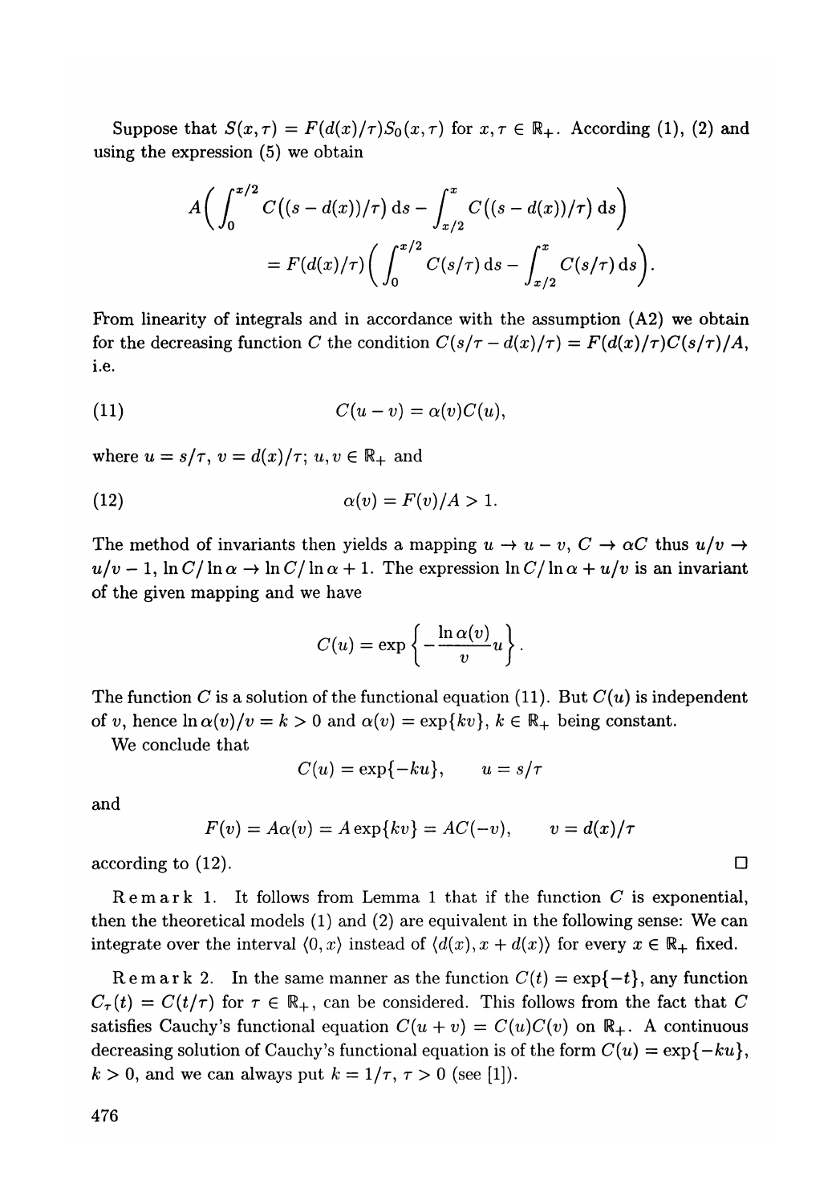Suppose that $S(x,\tau) = F(d(x)/\tau)S_0(x,\tau)$ for $x,\tau \in \mathbb{R}_+$. According (1), (2) and using the expression (5) we obtain

$$A\Big(\int_0^{x/2} C\big((s-d(x))/\tau\big)\,\mathrm{d}s - \int_{x/2}^{x} C\big((s-d(x))/\tau\big)\,\mathrm{d}s\Big)$$
$$= F(d(x)/\tau)\Big(\int_0^{x/2} C(s/\tau)\,\mathrm{d}s - \int_{x/2}^{x} C(s/\tau)\,\mathrm{d}s\Big).$$

From linearity of integrals and in accordance with the assumption (A2) we obtain for the decreasing function $C$ the condition $C(s/\tau - d(x)/\tau) = F(d(x)/\tau)C(s/\tau)/A$, i.e.

$$C(u-v) = \alpha(v)C(u), \tag{11}$$

where $u = s/\tau$, $v = d(x)/\tau$; $u,v \in \mathbb{R}_+$ and

$$\alpha(v) = F(v)/A > 1. \tag{12}$$

The method of invariants then yields a mapping $u \to u-v$, $C \to \alpha C$ thus $u/v \to u/v - 1$, $\ln C/\ln\alpha \to \ln C/\ln\alpha + 1$. The expression $\ln C/\ln\alpha + u/v$ is an invariant of the given mapping and we have

$$C(u) = \exp\Big\{-\frac{\ln\alpha(v)}{v}u\Big\}.$$

The function $C$ is a solution of the functional equation (11). But $C(u)$ is independent of $v$, hence $\ln\alpha(v)/v = k > 0$ and $\alpha(v) = \exp\{kv\}$, $k \in \mathbb{R}_+$ being constant.

We conclude that

$$C(u) = \exp\{-ku\}, \qquad u = s/\tau$$

and

$$F(v) = A\alpha(v) = A\exp\{kv\} = AC(-v), \qquad v = d(x)/\tau$$

according to (12). □

**Remark 1.** It follows from Lemma 1 that if the function $C$ is exponential, then the theoretical models (1) and (2) are equivalent in the following sense: We can integrate over the interval $\langle 0,x\rangle$ instead of $\langle d(x), x+d(x)\rangle$ for every $x \in \mathbb{R}_+$ fixed.

**Remark 2.** In the same manner as the function $C(t) = \exp\{-t\}$, any function $C_\tau(t) = C(t/\tau)$ for $\tau \in \mathbb{R}_+$, can be considered. This follows from the fact that $C$ satisfies Cauchy's functional equation $C(u+v) = C(u)C(v)$ on $\mathbb{R}_+$. A continuous decreasing solution of Cauchy's functional equation is of the form $C(u) = \exp\{-ku\}$, $k > 0$, and we can always put $k = 1/\tau$, $\tau > 0$ (see [1]).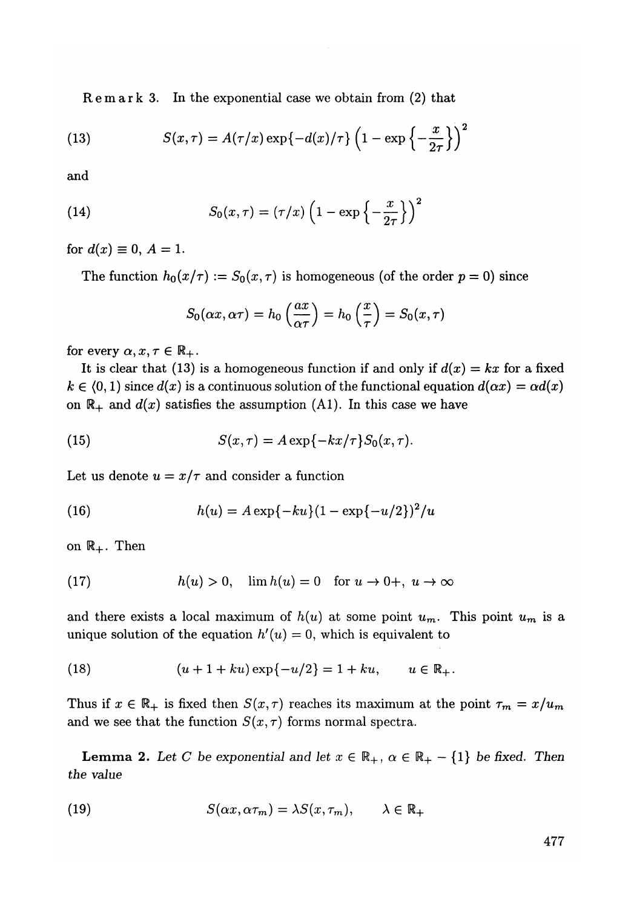Remark 3. In the exponential case we obtain from (2) that

$$S(x,\tau) = A(\tau/x)\exp\{-d(x)/\tau\}\left(1-\exp\left\{-\frac{x}{2\tau}\right\}\right)^2 \tag{13}$$

and

$$S_0(x,\tau) = (\tau/x)\left(1-\exp\left\{-\frac{x}{2\tau}\right\}\right)^2 \tag{14}$$

for $d(x) \equiv 0$, $A = 1$.

The function $h_0(x/\tau) := S_0(x,\tau)$ is homogeneous (of the order $p = 0$) since

$$S_0(\alpha x, \alpha\tau) = h_0\left(\frac{\alpha x}{\alpha\tau}\right) = h_0\left(\frac{x}{\tau}\right) = S_0(x,\tau)$$

for every $\alpha, x, \tau \in \mathbb{R}_+$.

It is clear that (13) is a homogeneous function if and only if $d(x) = kx$ for a fixed $k \in \langle 0, 1)$ since $d(x)$ is a continuous solution of the functional equation $d(\alpha x) = \alpha d(x)$ on $\mathbb{R}_+$ and $d(x)$ satisfies the assumption (A1). In this case we have

$$S(x,\tau) = A\exp\{-kx/\tau\}S_0(x,\tau). \tag{15}$$

Let us denote $u = x/\tau$ and consider a function

$$h(u) = A\exp\{-ku\}(1-\exp\{-u/2\})^2/u \tag{16}$$

on $\mathbb{R}_+$. Then

$$h(u) > 0, \quad \lim h(u) = 0 \quad \text{for } u \to 0+,\ u \to \infty \tag{17}$$

and there exists a local maximum of $h(u)$ at some point $u_m$. This point $u_m$ is a unique solution of the equation $h'(u) = 0$, which is equivalent to

$$(u + 1 + ku)\exp\{-u/2\} = 1 + ku, \qquad u \in \mathbb{R}_+. \tag{18}$$

Thus if $x \in \mathbb{R}_+$ is fixed then $S(x,\tau)$ reaches its maximum at the point $\tau_m = x/u_m$ and we see that the function $S(x,\tau)$ forms normal spectra.

**Lemma 2.** *Let $C$ be exponential and let $x \in \mathbb{R}_+$, $\alpha \in \mathbb{R}_+ - \{1\}$ be fixed. Then the value*

$$S(\alpha x, \alpha\tau_m) = \lambda S(x,\tau_m), \qquad \lambda \in \mathbb{R}_+ \tag{19}$$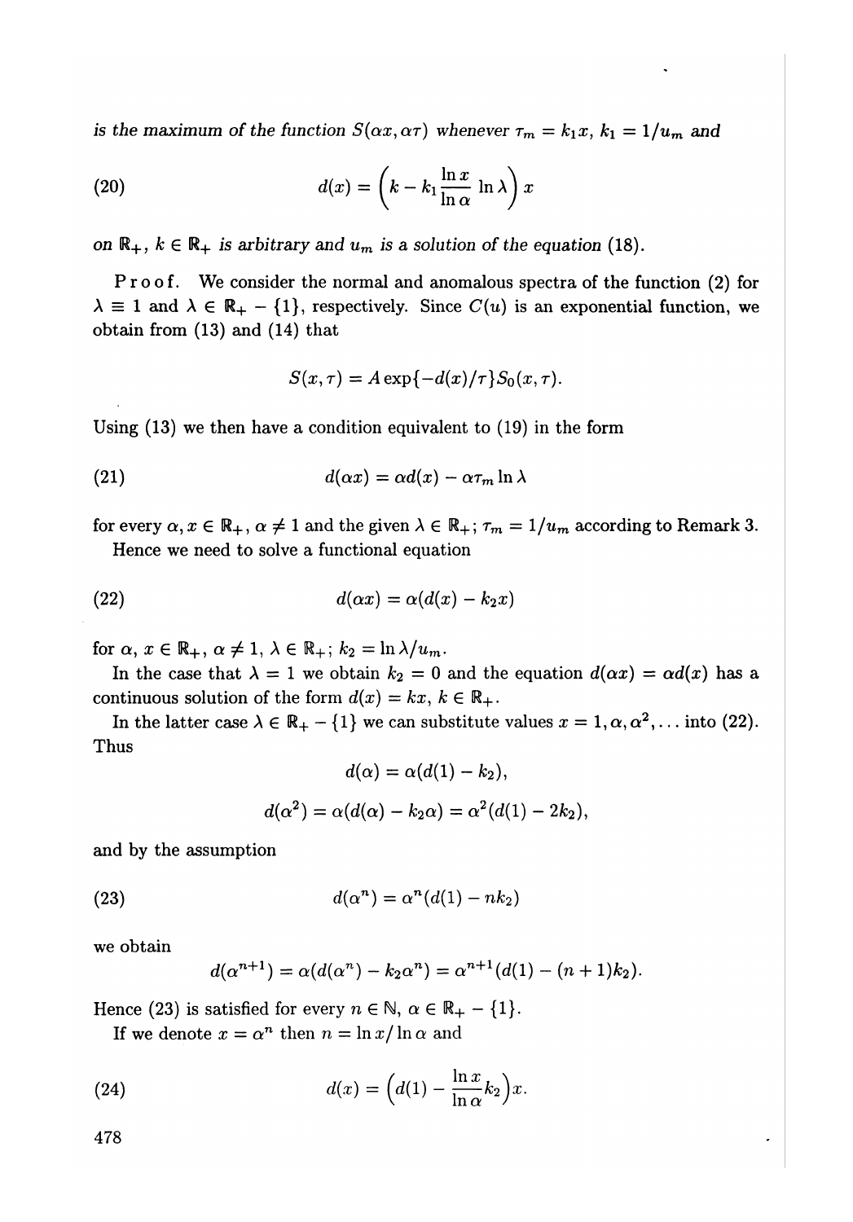*is the maximum of the function $S(\alpha x, \alpha\tau)$ whenever $\tau_m = k_1 x$, $k_1 = 1/u_m$ and*

$$d(x) = \left(k - k_1 \frac{\ln x}{\ln \alpha} \ln \lambda\right) x \tag{20}$$

*on $\mathbb{R}_+$, $k \in \mathbb{R}_+$ is arbitrary and $u_m$ is a solution of the equation (18).*

**Proof.** We consider the normal and anomalous spectra of the function (2) for $\lambda \equiv 1$ and $\lambda \in \mathbb{R}_+ - \{1\}$, respectively. Since $C(u)$ is an exponential function, we obtain from (13) and (14) that

$$S(x, \tau) = A \exp\{-d(x)/\tau\} S_0(x, \tau).$$

Using (13) we then have a condition equivalent to (19) in the form

$$d(\alpha x) = \alpha d(x) - \alpha \tau_m \ln \lambda \tag{21}$$

for every $\alpha, x \in \mathbb{R}_+$, $\alpha \neq 1$ and the given $\lambda \in \mathbb{R}_+$; $\tau_m = 1/u_m$ according to Remark 3.

Hence we need to solve a functional equation

$$d(\alpha x) = \alpha(d(x) - k_2 x) \tag{22}$$

for $\alpha$, $x \in \mathbb{R}_+$, $\alpha \neq 1$, $\lambda \in \mathbb{R}_+$; $k_2 = \ln \lambda / u_m$.

In the case that $\lambda = 1$ we obtain $k_2 = 0$ and the equation $d(\alpha x) = \alpha d(x)$ has a continuous solution of the form $d(x) = kx$, $k \in \mathbb{R}_+$.

In the latter case $\lambda \in \mathbb{R}_+ - \{1\}$ we can substitute values $x = 1, \alpha, \alpha^2, \ldots$ into (22). Thus

$$d(\alpha) = \alpha(d(1) - k_2),$$

$$d(\alpha^2) = \alpha(d(\alpha) - k_2\alpha) = \alpha^2(d(1) - 2k_2),$$

and by the assumption

$$d(\alpha^n) = \alpha^n(d(1) - nk_2) \tag{23}$$

we obtain

$$d(\alpha^{n+1}) = \alpha(d(\alpha^n) - k_2\alpha^n) = \alpha^{n+1}(d(1) - (n+1)k_2).$$

Hence (23) is satisfied for every $n \in \mathbb{N}$, $\alpha \in \mathbb{R}_+ - \{1\}$.

If we denote $x = \alpha^n$ then $n = \ln x / \ln \alpha$ and

$$d(x) = \left(d(1) - \frac{\ln x}{\ln \alpha} k_2\right) x. \tag{24}$$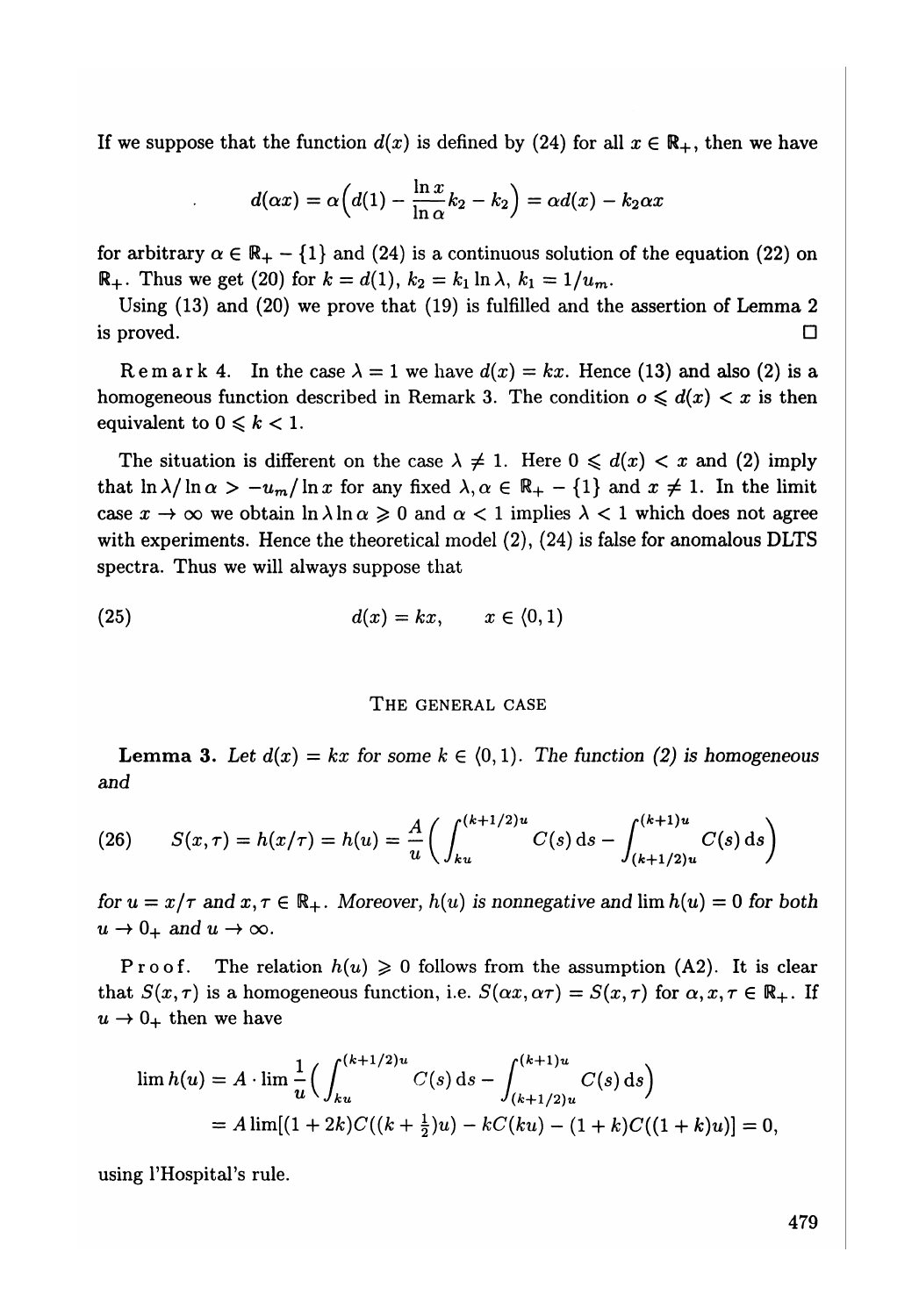If we suppose that the function $d(x)$ is defined by (24) for all $x \in \mathbb{R}_+$, then we have

$$d(\alpha x) = \alpha\Big(d(1) - \frac{\ln x}{\ln \alpha} k_2 - k_2\Big) = \alpha d(x) - k_2 \alpha x$$

for arbitrary $\alpha \in \mathbb{R}_+ - \{1\}$ and (24) is a continuous solution of the equation (22) on $\mathbb{R}_+$. Thus we get (20) for $k = d(1)$, $k_2 = k_1 \ln \lambda$, $k_1 = 1/u_m$.

Using (13) and (20) we prove that (19) is fulfilled and the assertion of Lemma 2 is proved. □

Remark 4. In the case $\lambda = 1$ we have $d(x) = kx$. Hence (13) and also (2) is a homogeneous function described in Remark 3. The condition $o \leqslant d(x) < x$ is then equivalent to $0 \leqslant k < 1$.

The situation is different on the case $\lambda \neq 1$. Here $0 \leqslant d(x) < x$ and (2) imply that $\ln \lambda / \ln \alpha > -u_m / \ln x$ for any fixed $\lambda, \alpha \in \mathbb{R}_+ - \{1\}$ and $x \neq 1$. In the limit case $x \to \infty$ we obtain $\ln \lambda \ln \alpha \geqslant 0$ and $\alpha < 1$ implies $\lambda < 1$ which does not agree with experiments. Hence the theoretical model (2), (24) is false for anomalous DLTS spectra. Thus we will always suppose that

$$d(x) = kx, \qquad x \in \langle 0, 1) \tag{25}$$

## The general case

**Lemma 3.** *Let $d(x) = kx$ for some $k \in \langle 0, 1)$. The function (2) is homogeneous and*

$$S(x, \tau) = h(x/\tau) = h(u) = \frac{A}{u}\Big(\int_{ku}^{(k+1/2)u} C(s)\,\mathrm{d}s - \int_{(k+1/2)u}^{(k+1)u} C(s)\,\mathrm{d}s\Big) \tag{26}$$

*for $u = x/\tau$ and $x, \tau \in \mathbb{R}_+$. Moreover, $h(u)$ is nonnegative and $\lim h(u) = 0$ for both $u \to 0_+$ and $u \to \infty$.*

Proof. The relation $h(u) \geqslant 0$ follows from the assumption (A2). It is clear that $S(x, \tau)$ is a homogeneous function, i.e. $S(\alpha x, \alpha \tau) = S(x, \tau)$ for $\alpha, x, \tau \in \mathbb{R}_+$. If $u \to 0_+$ then we have

$$\begin{aligned}
\lim h(u) &= A \cdot \lim \frac{1}{u}\Big(\int_{ku}^{(k+1/2)u} C(s)\,\mathrm{d}s - \int_{(k+1/2)u}^{(k+1)u} C(s)\,\mathrm{d}s\Big) \\
&= A \lim[(1 + 2k)C((k + \tfrac{1}{2})u) - kC(ku) - (1 + k)C((1 + k)u)] = 0,
\end{aligned}$$

using l'Hospital's rule.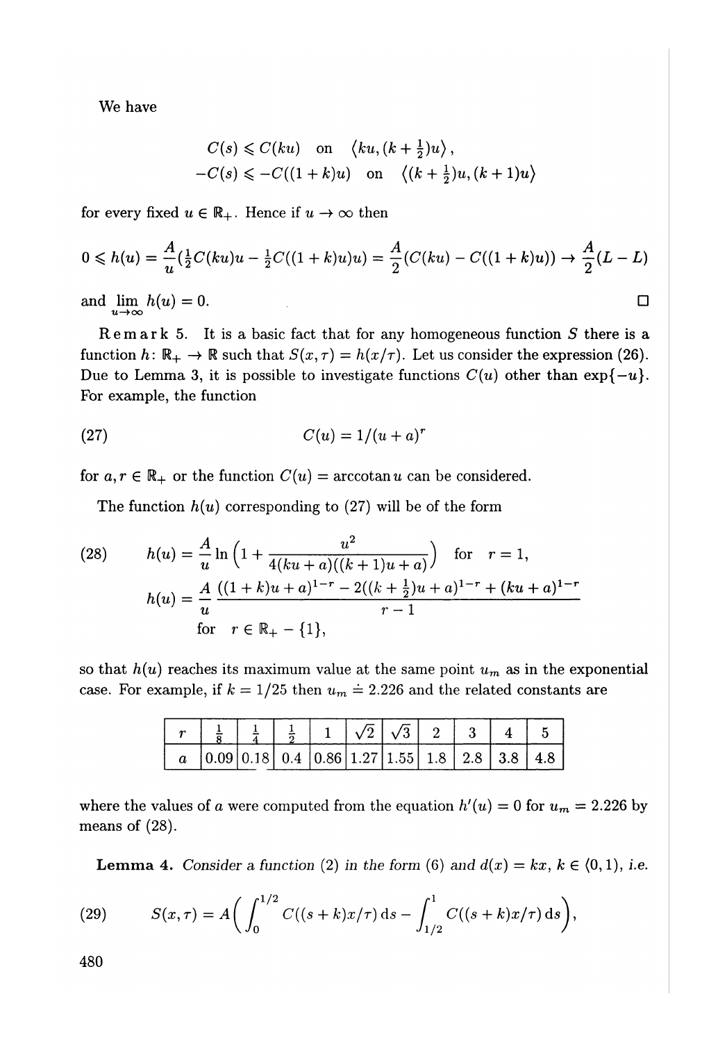We have

$$C(s) \leqslant C(ku) \quad \text{on} \quad \langle ku, (k+\tfrac{1}{2})u\rangle,$$
$$-C(s) \leqslant -C((1+k)u) \quad \text{on} \quad \langle (k+\tfrac{1}{2})u, (k+1)u\rangle$$

for every fixed $u \in \mathbb{R}_+$. Hence if $u \to \infty$ then

$$0 \leqslant h(u) = \frac{A}{u}(\tfrac{1}{2}C(ku)u - \tfrac{1}{2}C((1+k)u)u) = \frac{A}{2}(C(ku) - C((1+k)u)) \to \frac{A}{2}(L-L)$$

and $\lim\limits_{u\to\infty} h(u) = 0$. $\square$

**Remark 5.** It is a basic fact that for any homogeneous function $S$ there is a function $h\colon \mathbb{R}_+ \to \mathbb{R}$ such that $S(x,\tau) = h(x/\tau)$. Let us consider the expression (26). Due to Lemma 3, it is possible to investigate functions $C(u)$ other than $\exp\{-u\}$. For example, the function

$$C(u) = 1/(u+a)^r \tag{27}$$

for $a, r \in \mathbb{R}_+$ or the function $C(u) = \operatorname{arccotan} u$ can be considered.

The function $h(u)$ corresponding to (27) will be of the form

$$\begin{aligned} h(u) &= \frac{A}{u}\ln\Big(1 + \frac{u^2}{4(ku+a)((k+1)u+a)}\Big) \quad \text{for} \quad r = 1, \\ h(u) &= \frac{A}{u}\,\frac{((1+k)u+a)^{1-r} - 2((k+\frac{1}{2})u+a)^{1-r} + (ku+a)^{1-r}}{r-1} \\ &\quad\text{for} \quad r \in \mathbb{R}_+ - \{1\}, \end{aligned} \tag{28}$$

so that $h(u)$ reaches its maximum value at the same point $u_m$ as in the exponential case. For example, if $k = 1/25$ then $u_m \doteq 2.226$ and the related constants are

| $r$ | $\frac{1}{8}$ | $\frac{1}{4}$ | $\frac{1}{2}$ | 1 | $\sqrt{2}$ | $\sqrt{3}$ | 2 | 3 | 4 | 5 |
|---|---|---|---|---|---|---|---|---|---|---|
| $a$ | 0.09 | 0.18 | 0.4 | 0.86 | 1.27 | 1.55 | 1.8 | 2.8 | 3.8 | 4.8 |

where the values of $a$ were computed from the equation $h'(u) = 0$ for $u_m = 2.226$ by means of (28).

**Lemma 4.** *Consider a function (2) in the form (6) and $d(x) = kx$, $k \in \langle 0,1)$, i.e.*

$$S(x,\tau) = A\Big(\int_0^{1/2} C((s+k)x/\tau)\,\mathrm{d}s - \int_{1/2}^{1} C((s+k)x/\tau)\,\mathrm{d}s\Big), \tag{29}$$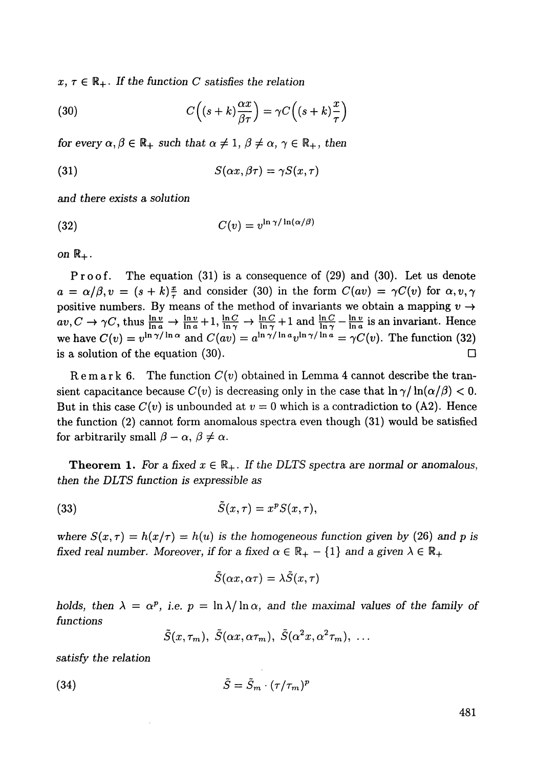$x, \tau \in \mathbb{R}_+$. *If the function $C$ satisfies the relation*

$$C\Big((s+k)\frac{\alpha x}{\beta\tau}\Big) = \gamma C\Big((s+k)\frac{x}{\tau}\Big) \tag{30}$$

*for every $\alpha, \beta \in \mathbb{R}_+$ such that $\alpha \neq 1$, $\beta \neq \alpha$, $\gamma \in \mathbb{R}_+$, then*

$$S(\alpha x, \beta\tau) = \gamma S(x,\tau) \tag{31}$$

*and there exists a solution*

$$C(v) = v^{\ln\gamma/\ln(\alpha/\beta)} \tag{32}$$

*on $\mathbb{R}_+$.*

**Proof.** The equation (31) is a consequence of (29) and (30). Let us denote $a = \alpha/\beta, v = (s+k)\frac{x}{\tau}$ and consider (30) in the form $C(av) = \gamma C(v)$ for $\alpha, v, \gamma$ positive numbers. By means of the method of invariants we obtain a mapping $v \to av, C \to \gamma C$, thus $\frac{\ln v}{\ln a} \to \frac{\ln v}{\ln a} + 1$, $\frac{\ln C}{\ln\gamma} \to \frac{\ln C}{\ln\gamma} + 1$ and $\frac{\ln C}{\ln\gamma} - \frac{\ln v}{\ln a}$ is an invariant. Hence we have $C(v) = v^{\ln\gamma/\ln\alpha}$ and $C(av) = a^{\ln\gamma/\ln a} v^{\ln\gamma/\ln a} = \gamma C(v)$. The function (32) is a solution of the equation (30). □

**Remark 6.** The function $C(v)$ obtained in Lemma 4 cannot describe the transient capacitance because $C(v)$ is decreasing only in the case that $\ln\gamma/\ln(\alpha/\beta) < 0$. But in this case $C(v)$ is unbounded at $v = 0$ which is a contradiction to (A2). Hence the function (2) cannot form anomalous spectra even though (31) would be satisfied for arbitrarily small $\beta - \alpha$, $\beta \neq \alpha$.

**Theorem 1.** *For a fixed $x \in \mathbb{R}_+$. If the DLTS spectra are normal or anomalous, then the DLTS function is expressible as*

$$\tilde{S}(x,\tau) = x^p S(x,\tau), \tag{33}$$

*where $S(x,\tau) = h(x/\tau) = h(u)$ is the homogeneous function given by (26) and $p$ is fixed real number. Moreover, if for a fixed $\alpha \in \mathbb{R}_+ - \{1\}$ and a given $\lambda \in \mathbb{R}_+$*

$$\tilde{S}(\alpha x, \alpha\tau) = \lambda \tilde{S}(x,\tau)$$

*holds, then $\lambda = \alpha^p$, i.e. $p = \ln\lambda/\ln\alpha$, and the maximal values of the family of functions*

$$\tilde{S}(x,\tau_m),\ \tilde{S}(\alpha x, \alpha\tau_m),\ \tilde{S}(\alpha^2 x, \alpha^2\tau_m),\ \ldots$$

*satisfy the relation*

$$\tilde{S} = \tilde{S}_m \cdot (\tau/\tau_m)^p \tag{34}$$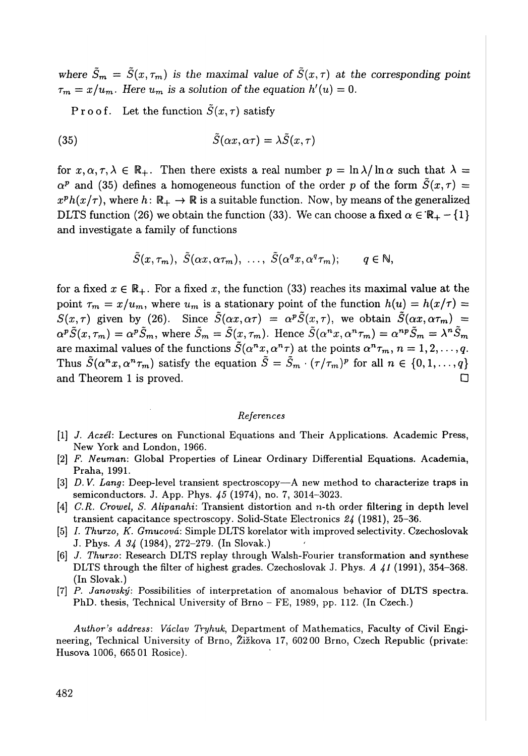*where $\tilde{S}_m = \tilde{S}(x, \tau_m)$ is the maximal value of $\tilde{S}(x, \tau)$ at the corresponding point $\tau_m = x/u_m$. Here $u_m$ is a solution of the equation $h'(u) = 0$.*

Proof. Let the function $\tilde{S}(x, \tau)$ satisfy

$$\tilde{S}(\alpha x, \alpha \tau) = \lambda \tilde{S}(x, \tau) \tag{35}$$

for $x, \alpha, \tau, \lambda \in \mathbb{R}_+$. Then there exists a real number $p = \ln \lambda / \ln \alpha$ such that $\lambda = \alpha^p$ and (35) defines a homogeneous function of the order $p$ of the form $\tilde{S}(x, \tau) = x^p h(x/\tau)$, where $h\colon \mathbb{R}_+ \to \mathbb{R}$ is a suitable function. Now, by means of the generalized DLTS function (26) we obtain the function (33). We can choose a fixed $\alpha \in \mathbb{R}_+ - \{1\}$ and investigate a family of functions

$$\tilde{S}(x, \tau_m),\ \tilde{S}(\alpha x, \alpha \tau_m),\ \ldots,\ \tilde{S}(\alpha^q x, \alpha^q \tau_m); \qquad q \in \mathbb{N},$$

for a fixed $x \in \mathbb{R}_+$. For a fixed $x$, the function (33) reaches its maximal value at the point $\tau_m = x/u_m$, where $u_m$ is a stationary point of the function $h(u) = h(x/\tau) = S(x, \tau)$ given by (26). Since $\tilde{S}(\alpha x, \alpha \tau) = \alpha^p \tilde{S}(x, \tau)$, we obtain $\tilde{S}(\alpha x, \alpha \tau_m) = \alpha^p \tilde{S}(x, \tau_m) = \alpha^p \tilde{S}_m$, where $\tilde{S}_m = \tilde{S}(x, \tau_m)$. Hence $\tilde{S}(\alpha^n x, \alpha^n \tau_m) = \alpha^{np} \tilde{S}_m = \lambda^n \tilde{S}_m$ are maximal values of the functions $\tilde{S}(\alpha^n x, \alpha^n \tau)$ at the points $\alpha^n \tau_m$, $n = 1, 2, \ldots, q$. Thus $\tilde{S}(\alpha^n x, \alpha^n \tau_m)$ satisfy the equation $\tilde{S} = \tilde{S}_m \cdot (\tau/\tau_m)^p$ for all $n \in \{0, 1, \ldots, q\}$ and Theorem 1 is proved. □

## References

[1] *J. Aczél*: Lectures on Functional Equations and Their Applications. Academic Press, New York and London, 1966.

[2] *F. Neuman*: Global Properties of Linear Ordinary Differential Equations. Academia, Praha, 1991.

[3] *D. V. Lang*: Deep-level transient spectroscopy—A new method to characterize traps in semiconductors. J. App. Phys. *45* (1974), no. 7, 3014–3023.

[4] *C.R. Crowel, S. Alipanahi*: Transient distortion and $n$-th order filtering in depth level transient capacitance spectroscopy. Solid-State Electronics *24* (1981), 25–36.

[5] *I. Thurzo, K. Gmucová*: Simple DLTS korelator with improved selectivity. Czechoslovak J. Phys. *A 34* (1984), 272–279. (In Slovak.)

[6] *J. Thurzo*: Research DLTS replay through Walsh-Fourier transformation and synthese DLTS through the filter of highest grades. Czechoslovak J. Phys. *A 41* (1991), 354–368. (In Slovak.)

[7] *P. Janovský*: Possibilities of interpretation of anomalous behavior of DLTS spectra. PhD. thesis, Technical University of Brno – FE, 1989, pp. 112. (In Czech.)

*Author's address*: *Václav Tryhuk*, Department of Mathematics, Faculty of Civil Engineering, Technical University of Brno, Žižkova 17, 602 00 Brno, Czech Republic (private: Husova 1006, 665 01 Rosice).